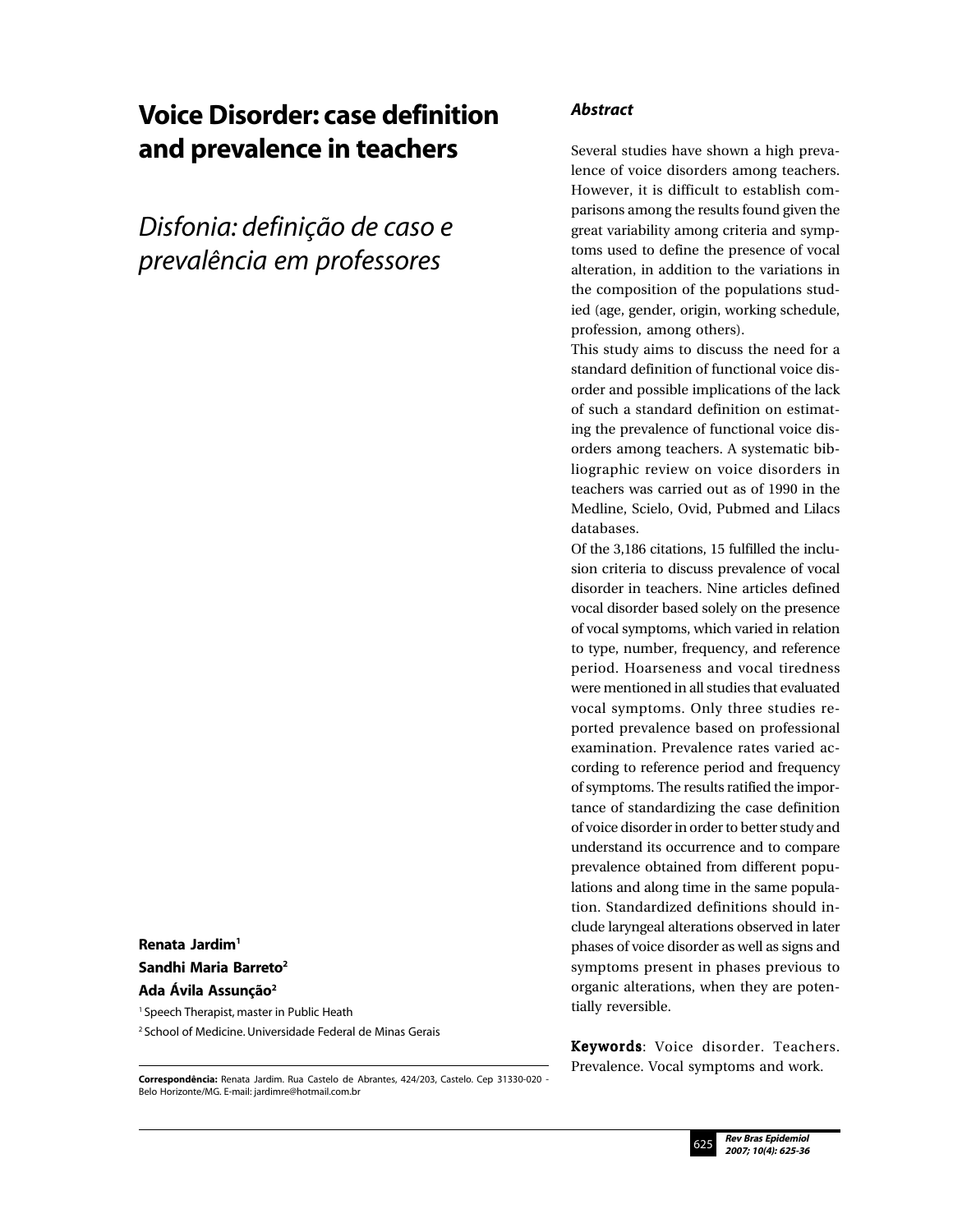# Voice Disorder: case definition and prevalence in teachers

## *Disfonia: definição de caso e prevalência em professores*

**Renata Jardim[1]**
**Sandhi Maria Barreto[2]**
**Ada Ávila Assunção[2]**

[1] Speech Therapist, master in Public Heath

[2] School of Medicine. Universidade Federal de Minas Gerais

**Correspondência:** Renata Jardim. Rua Castelo de Abrantes, 424/203, Castelo. Cep 31330-020 - Belo Horizonte/MG. E-mail: jardimre@hotmail.com.br

### *Abstract*

Several studies have shown a high prevalence of voice disorders among teachers. However, it is difficult to establish comparisons among the results found given the great variability among criteria and symptoms used to define the presence of vocal alteration, in addition to the variations in the composition of the populations studied (age, gender, origin, working schedule, profession, among others).

This study aims to discuss the need for a standard definition of functional voice disorder and possible implications of the lack of such a standard definition on estimating the prevalence of functional voice disorders among teachers. A systematic bibliographic review on voice disorders in teachers was carried out as of 1990 in the Medline, Scielo, Ovid, Pubmed and Lilacs databases.

Of the 3,186 citations, 15 fulfilled the inclusion criteria to discuss prevalence of vocal disorder in teachers. Nine articles defined vocal disorder based solely on the presence of vocal symptoms, which varied in relation to type, number, frequency, and reference period. Hoarseness and vocal tiredness were mentioned in all studies that evaluated vocal symptoms. Only three studies reported prevalence based on professional examination. Prevalence rates varied according to reference period and frequency of symptoms. The results ratified the importance of standardizing the case definition of voice disorder in order to better study and understand its occurrence and to compare prevalence obtained from different populations and along time in the same population. Standardized definitions should include laryngeal alterations observed in later phases of voice disorder as well as signs and symptoms present in phases previous to organic alterations, when they are potentially reversible.

**Keywords**: Voice disorder. Teachers. Prevalence. Vocal symptoms and work.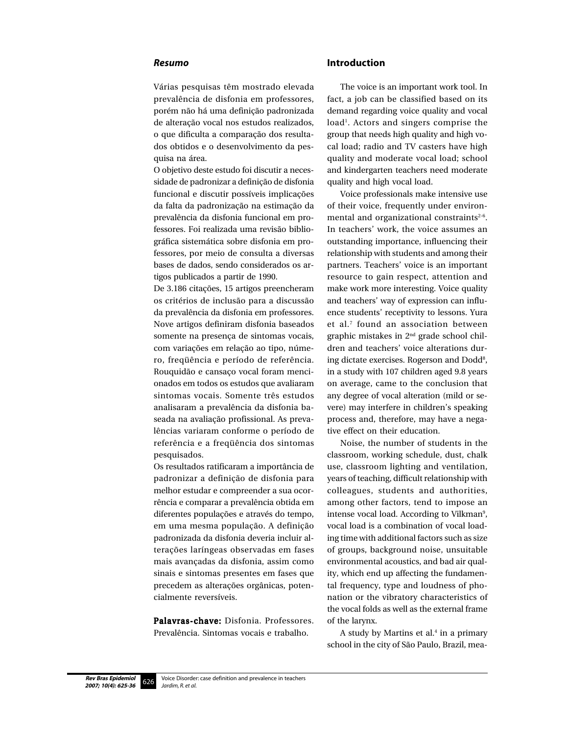## *Resumo*

Várias pesquisas têm mostrado elevada prevalência de disfonia em professores, porém não há uma definição padronizada de alteração vocal nos estudos realizados, o que dificulta a comparação dos resultados obtidos e o desenvolvimento da pesquisa na área.

O objetivo deste estudo foi discutir a necessidade de padronizar a definição de disfonia funcional e discutir possíveis implicações da falta da padronização na estimação da prevalência da disfonia funcional em professores. Foi realizada uma revisão bibliográfica sistemática sobre disfonia em professores, por meio de consulta a diversas bases de dados, sendo considerados os artigos publicados a partir de 1990.

De 3.186 citações, 15 artigos preencheram os critérios de inclusão para a discussão da prevalência da disfonia em professores. Nove artigos definiram disfonia baseados somente na presença de sintomas vocais, com variações em relação ao tipo, número, freqüência e período de referência. Rouquidão e cansaço vocal foram mencionados em todos os estudos que avaliaram sintomas vocais. Somente três estudos analisaram a prevalência da disfonia baseada na avaliação profissional. As prevalências variaram conforme o período de referência e a freqüência dos sintomas pesquisados.

Os resultados ratificaram a importância de padronizar a definição de disfonia para melhor estudar e compreender a sua ocorrência e comparar a prevalência obtida em diferentes populações e através do tempo, em uma mesma população. A definição padronizada da disfonia deveria incluir alterações laríngeas observadas em fases mais avançadas da disfonia, assim como sinais e sintomas presentes em fases que precedem as alterações orgânicas, potencialmente reversíveis.

**Palavras-chave:** Disfonia. Professores. Prevalência. Sintomas vocais e trabalho.

## Introduction

The voice is an important work tool. In fact, a job can be classified based on its demand regarding voice quality and vocal load[1]. Actors and singers comprise the group that needs high quality and high vocal load; radio and TV casters have high quality and moderate vocal load; school and kindergarten teachers need moderate quality and high vocal load.

Voice professionals make intensive use of their voice, frequently under environmental and organizational constraints[2-6]. In teachers' work, the voice assumes an outstanding importance, influencing their relationship with students and among their partners. Teachers' voice is an important resource to gain respect, attention and make work more interesting. Voice quality and teachers' way of expression can influence students' receptivity to lessons. Yura et al.[7] found an association between graphic mistakes in 2nd grade school children and teachers' voice alterations during dictate exercises. Rogerson and Dodd[8], in a study with 107 children aged 9.8 years on average, came to the conclusion that any degree of vocal alteration (mild or severe) may interfere in children's speaking process and, therefore, may have a negative effect on their education.

Noise, the number of students in the classroom, working schedule, dust, chalk use, classroom lighting and ventilation, years of teaching, difficult relationship with colleagues, students and authorities, among other factors, tend to impose an intense vocal load. According to Vilkman[9], vocal load is a combination of vocal loading time with additional factors such as size of groups, background noise, unsuitable environmental acoustics, and bad air quality, which end up affecting the fundamental frequency, type and loudness of phonation or the vibratory characteristics of the vocal folds as well as the external frame of the larynx.

A study by Martins et al.[4] in a primary school in the city of São Paulo, Brazil, mea-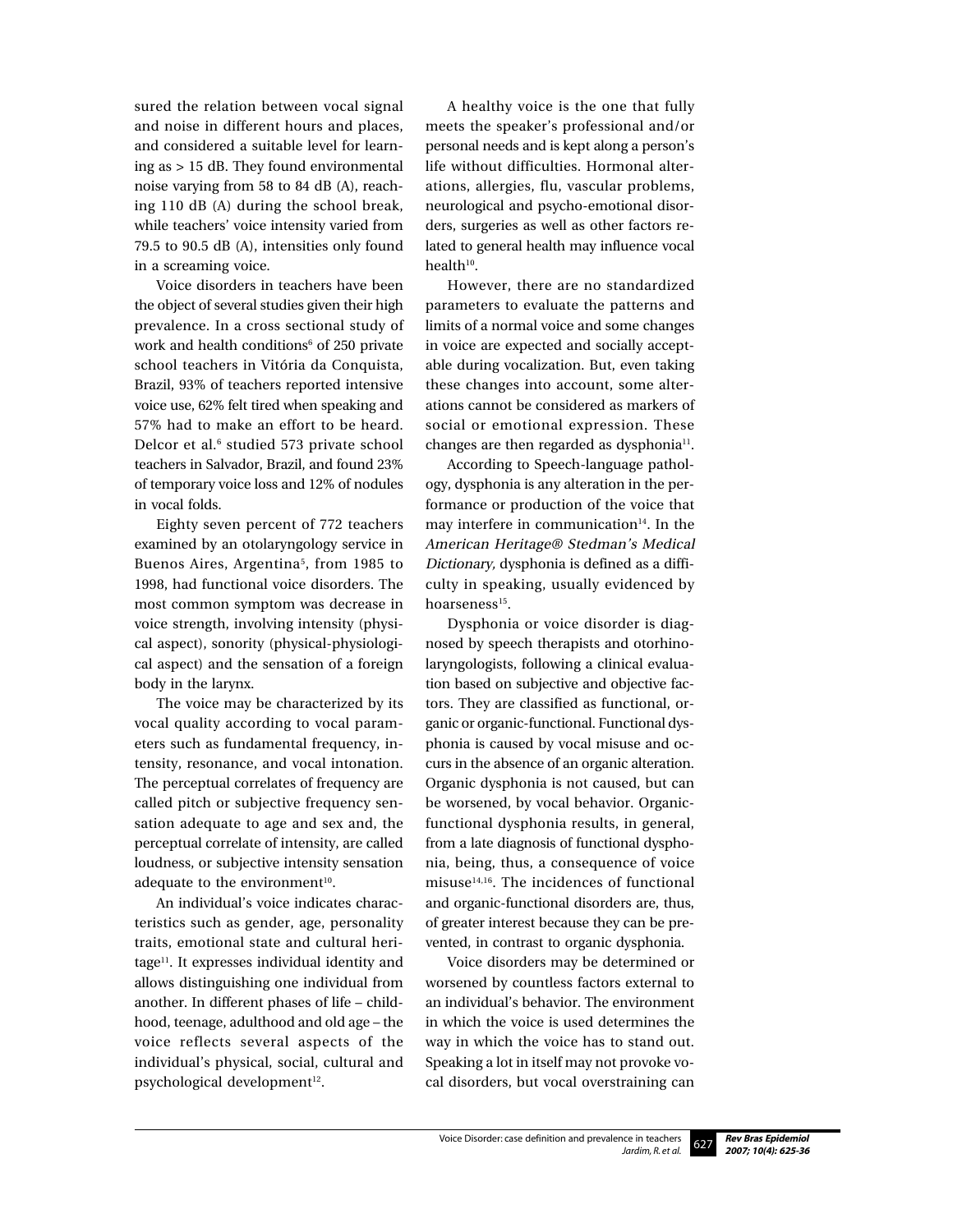sured the relation between vocal signal and noise in different hours and places, and considered a suitable level for learning as > 15 dB. They found environmental noise varying from 58 to 84 dB (A), reaching 110 dB (A) during the school break, while teachers' voice intensity varied from 79.5 to 90.5 dB (A), intensities only found in a screaming voice.

Voice disorders in teachers have been the object of several studies given their high prevalence. In a cross sectional study of work and health conditions[6] of 250 private school teachers in Vitória da Conquista, Brazil, 93% of teachers reported intensive voice use, 62% felt tired when speaking and 57% had to make an effort to be heard. Delcor et al.[6] studied 573 private school teachers in Salvador, Brazil, and found 23% of temporary voice loss and 12% of nodules in vocal folds.

Eighty seven percent of 772 teachers examined by an otolaryngology service in Buenos Aires, Argentina[5], from 1985 to 1998, had functional voice disorders. The most common symptom was decrease in voice strength, involving intensity (physical aspect), sonority (physical-physiological aspect) and the sensation of a foreign body in the larynx.

The voice may be characterized by its vocal quality according to vocal parameters such as fundamental frequency, intensity, resonance, and vocal intonation. The perceptual correlates of frequency are called pitch or subjective frequency sensation adequate to age and sex and, the perceptual correlate of intensity, are called loudness, or subjective intensity sensation adequate to the environment[10].

An individual's voice indicates characteristics such as gender, age, personality traits, emotional state and cultural heritage[11]. It expresses individual identity and allows distinguishing one individual from another. In different phases of life – childhood, teenage, adulthood and old age – the voice reflects several aspects of the individual's physical, social, cultural and psychological development[12].

A healthy voice is the one that fully meets the speaker's professional and/or personal needs and is kept along a person's life without difficulties. Hormonal alterations, allergies, flu, vascular problems, neurological and psycho-emotional disorders, surgeries as well as other factors related to general health may influence vocal health[10].

However, there are no standardized parameters to evaluate the patterns and limits of a normal voice and some changes in voice are expected and socially acceptable during vocalization. But, even taking these changes into account, some alterations cannot be considered as markers of social or emotional expression. These changes are then regarded as dysphonia[11].

According to Speech-language pathology, dysphonia is any alteration in the performance or production of the voice that may interfere in communication[14]. In the *American Heritage® Stedman's Medical Dictionary,* dysphonia is defined as a difficulty in speaking, usually evidenced by hoarseness[15].

Dysphonia or voice disorder is diagnosed by speech therapists and otorhinolaryngologists, following a clinical evaluation based on subjective and objective factors. They are classified as functional, organic or organic-functional. Functional dysphonia is caused by vocal misuse and occurs in the absence of an organic alteration. Organic dysphonia is not caused, but can be worsened, by vocal behavior. Organic-functional dysphonia results, in general, from a late diagnosis of functional dysphonia, being, thus, a consequence of voice misuse[14,16]. The incidences of functional and organic-functional disorders are, thus, of greater interest because they can be prevented, in contrast to organic dysphonia.

Voice disorders may be determined or worsened by countless factors external to an individual's behavior. The environment in which the voice is used determines the way in which the voice has to stand out. Speaking a lot in itself may not provoke vocal disorders, but vocal overstraining can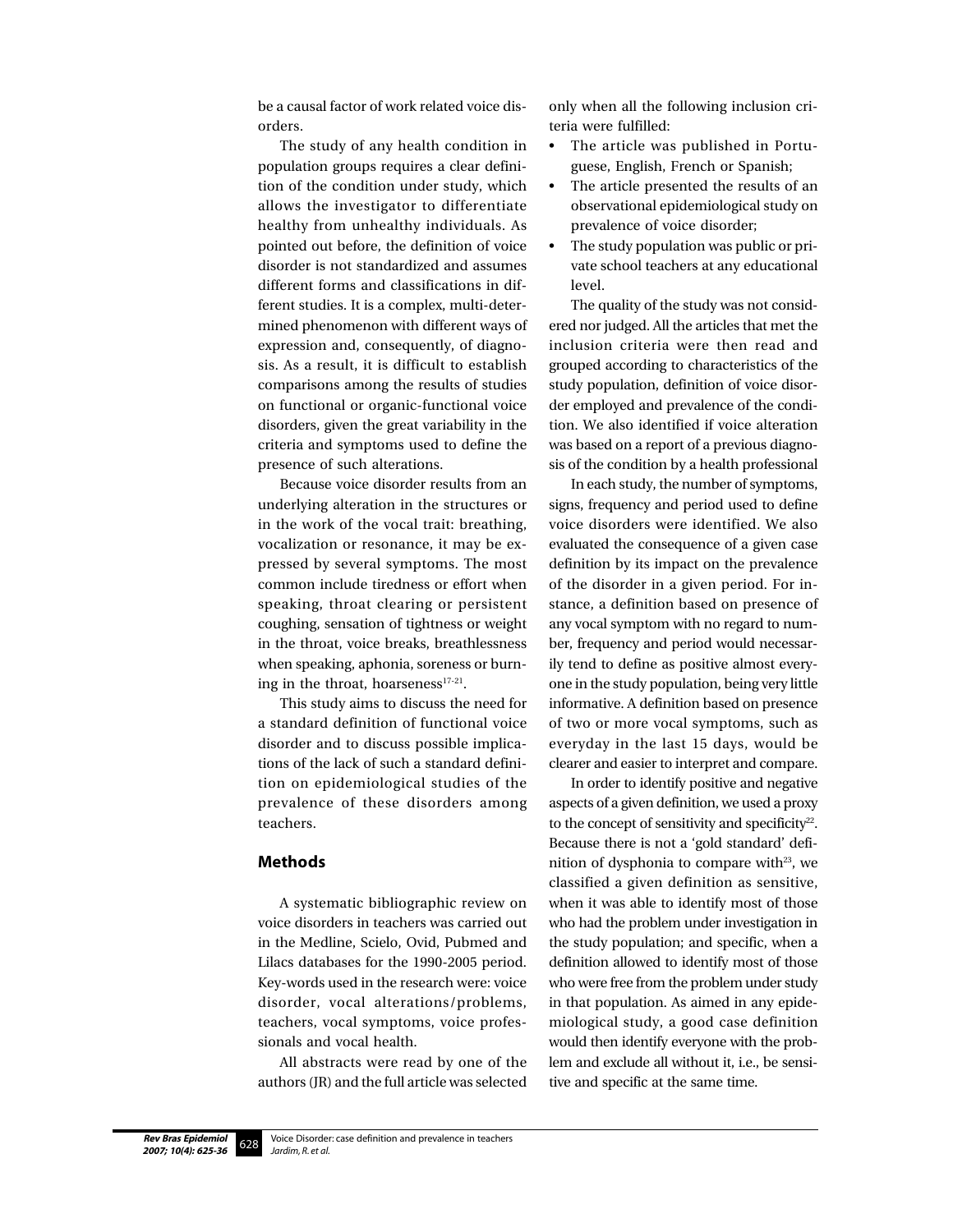be a causal factor of work related voice disorders.

The study of any health condition in population groups requires a clear definition of the condition under study, which allows the investigator to differentiate healthy from unhealthy individuals. As pointed out before, the definition of voice disorder is not standardized and assumes different forms and classifications in different studies. It is a complex, multi-determined phenomenon with different ways of expression and, consequently, of diagnosis. As a result, it is difficult to establish comparisons among the results of studies on functional or organic-functional voice disorders, given the great variability in the criteria and symptoms used to define the presence of such alterations.

Because voice disorder results from an underlying alteration in the structures or in the work of the vocal trait: breathing, vocalization or resonance, it may be expressed by several symptoms. The most common include tiredness or effort when speaking, throat clearing or persistent coughing, sensation of tightness or weight in the throat, voice breaks, breathlessness when speaking, aphonia, soreness or burning in the throat, hoarseness[17-21].

This study aims to discuss the need for a standard definition of functional voice disorder and to discuss possible implications of the lack of such a standard definition on epidemiological studies of the prevalence of these disorders among teachers.

## Methods

A systematic bibliographic review on voice disorders in teachers was carried out in the Medline, Scielo, Ovid, Pubmed and Lilacs databases for the 1990-2005 period. Key-words used in the research were: voice disorder, vocal alterations/problems, teachers, vocal symptoms, voice professionals and vocal health.

All abstracts were read by one of the authors (JR) and the full article was selected only when all the following inclusion criteria were fulfilled:

- The article was published in Portuguese, English, French or Spanish;
- The article presented the results of an observational epidemiological study on prevalence of voice disorder;
- The study population was public or private school teachers at any educational level.

The quality of the study was not considered nor judged. All the articles that met the inclusion criteria were then read and grouped according to characteristics of the study population, definition of voice disorder employed and prevalence of the condition. We also identified if voice alteration was based on a report of a previous diagnosis of the condition by a health professional

In each study, the number of symptoms, signs, frequency and period used to define voice disorders were identified. We also evaluated the consequence of a given case definition by its impact on the prevalence of the disorder in a given period. For instance, a definition based on presence of any vocal symptom with no regard to number, frequency and period would necessarily tend to define as positive almost everyone in the study population, being very little informative. A definition based on presence of two or more vocal symptoms, such as everyday in the last 15 days, would be clearer and easier to interpret and compare.

In order to identify positive and negative aspects of a given definition, we used a proxy to the concept of sensitivity and specificity[22]. Because there is not a 'gold standard' definition of dysphonia to compare with[23], we classified a given definition as sensitive, when it was able to identify most of those who had the problem under investigation in the study population; and specific, when a definition allowed to identify most of those who were free from the problem under study in that population. As aimed in any epidemiological study, a good case definition would then identify everyone with the problem and exclude all without it, i.e., be sensitive and specific at the same time.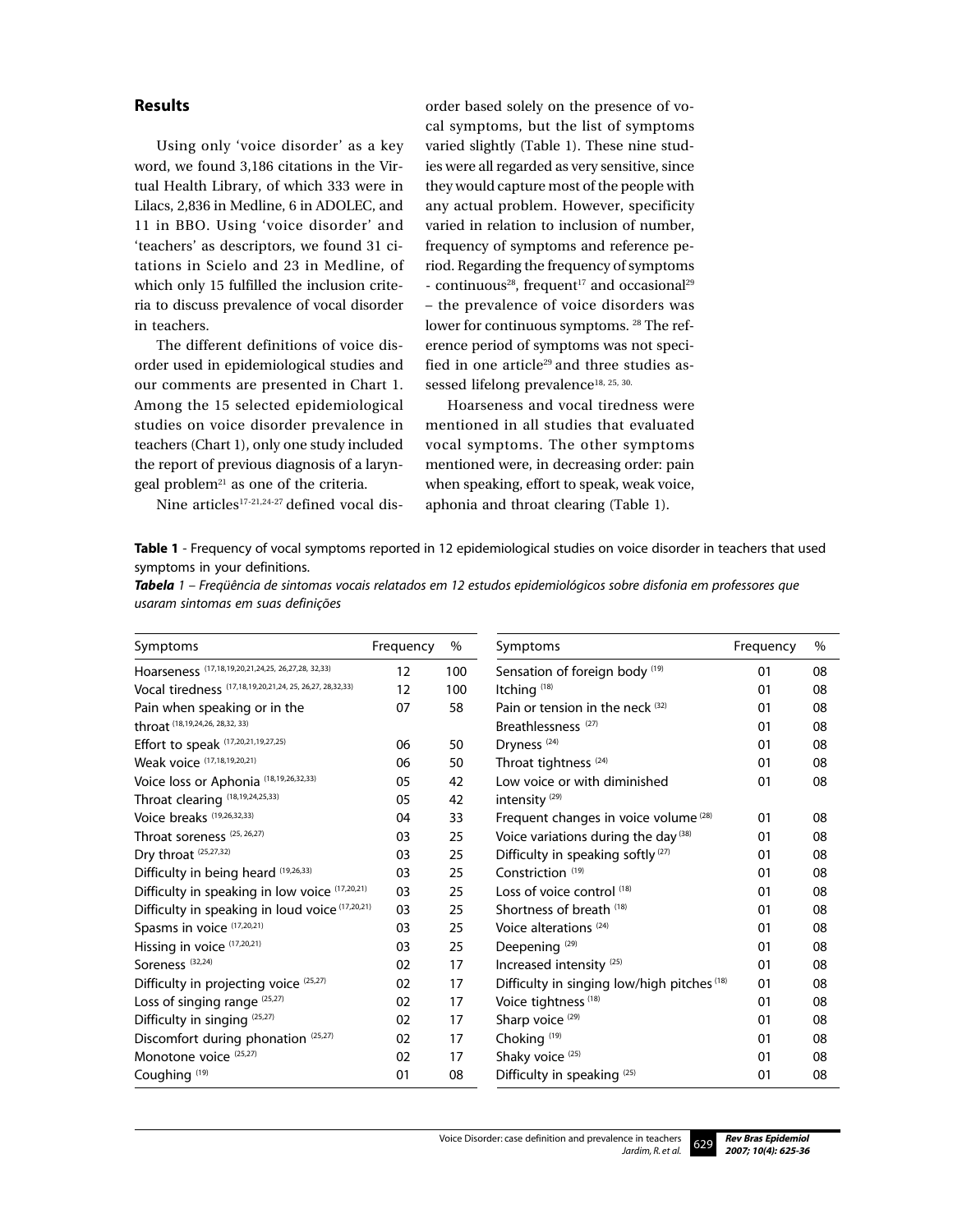## Results

Using only 'voice disorder' as a key word, we found 3,186 citations in the Virtual Health Library, of which 333 were in Lilacs, 2,836 in Medline, 6 in ADOLEC, and 11 in BBO. Using 'voice disorder' and 'teachers' as descriptors, we found 31 citations in Scielo and 23 in Medline, of which only 15 fulfilled the inclusion criteria to discuss prevalence of vocal disorder in teachers.

The different definitions of voice disorder used in epidemiological studies and our comments are presented in Chart 1. Among the 15 selected epidemiological studies on voice disorder prevalence in teachers (Chart 1), only one study included the report of previous diagnosis of a laryngeal problem[21] as one of the criteria.

Nine articles[17-21,24-27] defined vocal disorder based solely on the presence of vocal symptoms, but the list of symptoms varied slightly (Table 1). These nine studies were all regarded as very sensitive, since they would capture most of the people with any actual problem. However, specificity varied in relation to inclusion of number, frequency of symptoms and reference period. Regarding the frequency of symptoms - continuous[28], frequent[17] and occasional[29] – the prevalence of voice disorders was lower for continuous symptoms. [28] The reference period of symptoms was not specified in one article[29] and three studies assessed lifelong prevalence[18, 25, 30.]

Hoarseness and vocal tiredness were mentioned in all studies that evaluated vocal symptoms. The other symptoms mentioned were, in decreasing order: pain when speaking, effort to speak, weak voice, aphonia and throat clearing (Table 1).

**Table 1** - Frequency of vocal symptoms reported in 12 epidemiological studies on voice disorder in teachers that used symptoms in your definitions.

***Tabela** 1 – Freqüência de sintomas vocais relatados em 12 estudos epidemiológicos sobre disfonia em professores que usaram sintomas em suas definições*

| Symptoms | Frequency | % | Symptoms | Frequency | % |
|---|---|---|---|---|---|
| Hoarseness [17,18,19,20,21,24,25, 26,27,28, 32,33] | 12 | 100 | Sensation of foreign body [19] | 01 | 08 |
| Vocal tiredness [17,18,19,20,21,24, 25, 26,27, 28,32,33] | 12 | 100 | Itching [18] | 01 | 08 |
| Pain when speaking or in the throat [18,19,24,26, 28,32, 33] | 07 | 58 | Pain or tension in the neck [32] | 01 | 08 |
| | | | Breathlessness [27] | 01 | 08 |
| Effort to speak [17,20,21,19,27,25] | 06 | 50 | Dryness [24] | 01 | 08 |
| Weak voice [17,18,19,20,21] | 06 | 50 | Throat tightness [24] | 01 | 08 |
| Voice loss or Aphonia [18,19,26,32,33] | 05 | 42 | Low voice or with diminished intensity [29] | 01 | 08 |
| Throat clearing [18,19,24,25,33] | 05 | 42 | | | |
| Voice breaks [19,26,32,33] | 04 | 33 | Frequent changes in voice volume [28] | 01 | 08 |
| Throat soreness [25, 26,27] | 03 | 25 | Voice variations during the day [38] | 01 | 08 |
| Dry throat [25,27,32] | 03 | 25 | Difficulty in speaking softly [27] | 01 | 08 |
| Difficulty in being heard [19,26,33] | 03 | 25 | Constriction [19] | 01 | 08 |
| Difficulty in speaking in low voice [17,20,21] | 03 | 25 | Loss of voice control [18] | 01 | 08 |
| Difficulty in speaking in loud voice [17,20,21] | 03 | 25 | Shortness of breath [18] | 01 | 08 |
| Spasms in voice [17,20,21] | 03 | 25 | Voice alterations [24] | 01 | 08 |
| Hissing in voice [17,20,21] | 03 | 25 | Deepening [29] | 01 | 08 |
| Soreness [32,24] | 02 | 17 | Increased intensity [25] | 01 | 08 |
| Difficulty in projecting voice [25,27] | 02 | 17 | Difficulty in singing low/high pitches [18] | 01 | 08 |
| Loss of singing range [25,27] | 02 | 17 | Voice tightness [18] | 01 | 08 |
| Difficulty in singing [25,27] | 02 | 17 | Sharp voice [29] | 01 | 08 |
| Discomfort during phonation [25,27] | 02 | 17 | Choking [19] | 01 | 08 |
| Monotone voice [25,27] | 02 | 17 | Shaky voice [25] | 01 | 08 |
| Coughing [19] | 01 | 08 | Difficulty in speaking [25] | 01 | 08 |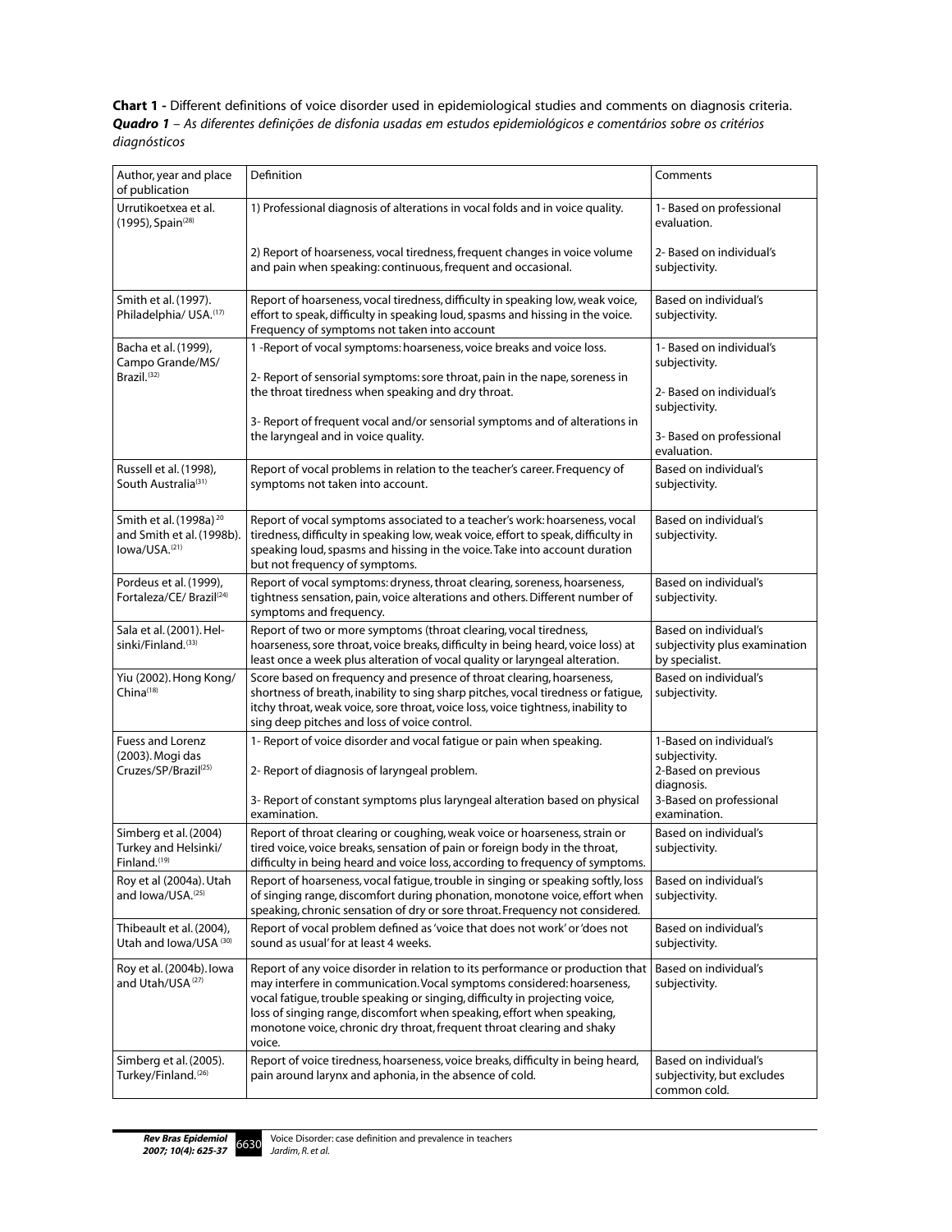**Chart 1 -** Different definitions of voice disorder used in epidemiological studies and comments on diagnosis criteria.
***Quadro 1*** *– As diferentes definições de disfonia usadas em estudos epidemiológicos e comentários sobre os critérios diagnósticos*

| Author, year and place of publication | Definition | Comments |
|---|---|---|
| Urrutikoetxea et al. (1995), Spain[28] | 1) Professional diagnosis of alterations in vocal folds and in voice quality.<br><br>2) Report of hoarseness, vocal tiredness, frequent changes in voice volume and pain when speaking: continuous, frequent and occasional. | 1- Based on professional evaluation.<br><br>2- Based on individual's subjectivity. |
| Smith et al. (1997). Philadelphia/ USA.[17] | Report of hoarseness, vocal tiredness, difficulty in speaking low, weak voice, effort to speak, difficulty in speaking loud, spasms and hissing in the voice. Frequency of symptoms not taken into account | Based on individual's subjectivity. |
| Bacha et al. (1999), Campo Grande/MS/ Brazil.[32] | 1 -Report of vocal symptoms: hoarseness, voice breaks and voice loss.<br><br>2- Report of sensorial symptoms: sore throat, pain in the nape, soreness in the throat tiredness when speaking and dry throat.<br><br>3- Report of frequent vocal and/or sensorial symptoms and of alterations in the laryngeal and in voice quality. | 1- Based on individual's subjectivity.<br><br>2- Based on individual's subjectivity.<br><br>3- Based on professional evaluation. |
| Russell et al. (1998), South Australia[31] | Report of vocal problems in relation to the teacher's career. Frequency of symptoms not taken into account. | Based on individual's subjectivity. |
| Smith et al. (1998a)[20] and Smith et al. (1998b). Iowa/USA.[21] | Report of vocal symptoms associated to a teacher's work: hoarseness, vocal tiredness, difficulty in speaking low, weak voice, effort to speak, difficulty in speaking loud, spasms and hissing in the voice. Take into account duration but not frequency of symptoms. | Based on individual's subjectivity. |
| Pordeus et al. (1999), Fortaleza/CE/ Brazil[24] | Report of vocal symptoms: dryness, throat clearing, soreness, hoarseness, tightness sensation, pain, voice alterations and others. Different number of symptoms and frequency. | Based on individual's subjectivity. |
| Sala et al. (2001). Helsinki/Finland.[33] | Report of two or more symptoms (throat clearing, vocal tiredness, hoarseness, sore throat, voice breaks, difficulty in being heard, voice loss) at least once a week plus alteration of vocal quality or laryngeal alteration. | Based on individual's subjectivity plus examination by specialist. |
| Yiu (2002). Hong Kong/ China[18] | Score based on frequency and presence of throat clearing, hoarseness, shortness of breath, inability to sing sharp pitches, vocal tiredness or fatigue, itchy throat, weak voice, sore throat, voice loss, voice tightness, inability to sing deep pitches and loss of voice control. | Based on individual's subjectivity. |
| Fuess and Lorenz (2003). Mogi das Cruzes/SP/Brazil[25] | 1- Report of voice disorder and vocal fatigue or pain when speaking.<br><br>2- Report of diagnosis of laryngeal problem.<br><br>3- Report of constant symptoms plus laryngeal alteration based on physical examination. | 1-Based on individual's subjectivity.<br>2-Based on previous diagnosis.<br>3-Based on professional examination. |
| Simberg et al. (2004) Turkey and Helsinki/ Finland.[19] | Report of throat clearing or coughing, weak voice or hoarseness, strain or tired voice, voice breaks, sensation of pain or foreign body in the throat, difficulty in being heard and voice loss, according to frequency of symptoms. | Based on individual's subjectivity. |
| Roy et al (2004a). Utah and Iowa/USA.[25] | Report of hoarseness, vocal fatigue, trouble in singing or speaking softly, loss of singing range, discomfort during phonation, monotone voice, effort when speaking, chronic sensation of dry or sore throat. Frequency not considered. | Based on individual's subjectivity. |
| Thibeault et al. (2004), Utah and Iowa/USA[30] | Report of vocal problem defined as 'voice that does not work' or 'does not sound as usual' for at least 4 weeks. | Based on individual's subjectivity. |
| Roy et al. (2004b). Iowa and Utah/USA[27] | Report of any voice disorder in relation to its performance or production that may interfere in communication. Vocal symptoms considered: hoarseness, vocal fatigue, trouble speaking or singing, difficulty in projecting voice, loss of singing range, discomfort when speaking, effort when speaking, monotone voice, chronic dry throat, frequent throat clearing and shaky voice. | Based on individual's subjectivity. |
| Simberg et al. (2005). Turkey/Finland.[26] | Report of voice tiredness, hoarseness, voice breaks, difficulty in being heard, pain around larynx and aphonia, in the absence of cold. | Based on individual's subjectivity, but excludes common cold. |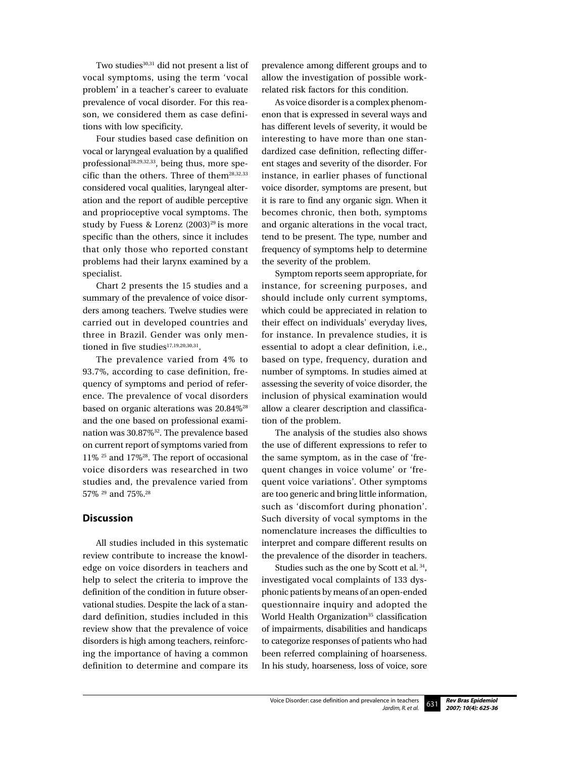Two studies[30,31] did not present a list of vocal symptoms, using the term 'vocal problem' in a teacher's career to evaluate prevalence of vocal disorder. For this reason, we considered them as case definitions with low specificity.

Four studies based case definition on vocal or laryngeal evaluation by a qualified professional[28,29,32,33], being thus, more specific than the others. Three of them[28,32,33] considered vocal qualities, laryngeal alteration and the report of audible perceptive and proprioceptive vocal symptoms. The study by Fuess & Lorenz (2003)[29] is more specific than the others, since it includes that only those who reported constant problems had their larynx examined by a specialist.

Chart 2 presents the 15 studies and a summary of the prevalence of voice disorders among teachers. Twelve studies were carried out in developed countries and three in Brazil. Gender was only mentioned in five studies[17,19,20,30,31].

The prevalence varied from 4% to 93.7%, according to case definition, frequency of symptoms and period of reference. The prevalence of vocal disorders based on organic alterations was 20.84%[28] and the one based on professional examination was 30.87%[32]. The prevalence based on current report of symptoms varied from 11% [25] and 17%[28]. The report of occasional voice disorders was researched in two studies and, the prevalence varied from 57% [29] and 75%.[28]

## Discussion

All studies included in this systematic review contribute to increase the knowledge on voice disorders in teachers and help to select the criteria to improve the definition of the condition in future observational studies. Despite the lack of a standard definition, studies included in this review show that the prevalence of voice disorders is high among teachers, reinforcing the importance of having a common definition to determine and compare its prevalence among different groups and to allow the investigation of possible work-related risk factors for this condition.

As voice disorder is a complex phenomenon that is expressed in several ways and has different levels of severity, it would be interesting to have more than one standardized case definition, reflecting different stages and severity of the disorder. For instance, in earlier phases of functional voice disorder, symptoms are present, but it is rare to find any organic sign. When it becomes chronic, then both, symptoms and organic alterations in the vocal tract, tend to be present. The type, number and frequency of symptoms help to determine the severity of the problem.

Symptom reports seem appropriate, for instance, for screening purposes, and should include only current symptoms, which could be appreciated in relation to their effect on individuals' everyday lives, for instance. In prevalence studies, it is essential to adopt a clear definition, i.e., based on type, frequency, duration and number of symptoms. In studies aimed at assessing the severity of voice disorder, the inclusion of physical examination would allow a clearer description and classification of the problem.

The analysis of the studies also shows the use of different expressions to refer to the same symptom, as in the case of 'frequent changes in voice volume' or 'frequent voice variations'. Other symptoms are too generic and bring little information, such as 'discomfort during phonation'. Such diversity of vocal symptoms in the nomenclature increases the difficulties to interpret and compare different results on the prevalence of the disorder in teachers.

Studies such as the one by Scott et al. [34], investigated vocal complaints of 133 dysphonic patients by means of an open-ended questionnaire inquiry and adopted the World Health Organization[35] classification of impairments, disabilities and handicaps to categorize responses of patients who had been referred complaining of hoarseness. In his study, hoarseness, loss of voice, sore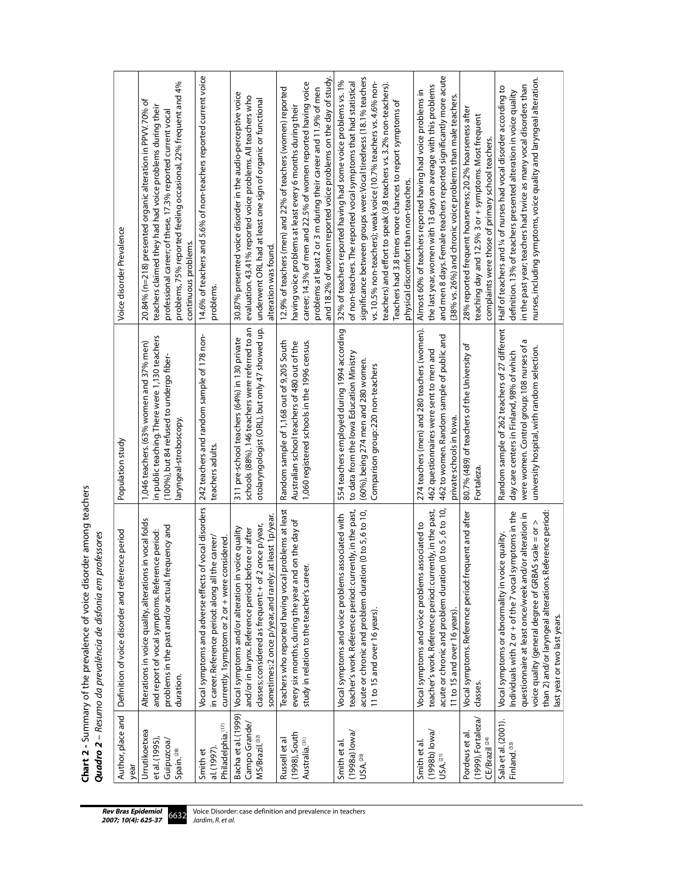**Chart 2** - Summary of the prevalence of voice disorder among teachers

***Quadro 2*** *– Resumo da prevalência de disfonia em professores*

| Author, place and year | Definition of voice disorder and reference period | Population study | Voice disorder Prevalence |
|---|---|---|---|
| Urrutikoetxea et al. (1995), Guipuzcoa/ Spain.[28] | Alterations in voice quality, alterations in vocal folds and report of vocal symptoms. Reference period: problems in the past and/or actual, frequency and duration. | 1,046 teachers. (63% women and 37% men) in public teaching. There were 1,130 teachers (100%), but 84 refused to undergo fiber-laryngeal-stroboscopy. | 20.84% (n=218) presented organic alteration in PPVV. 70% of teachers claimed they had had voice problems during their professional career; of these, 17.3% reported current vocal problems, 75% reported feeling occasional, 22% frequent and 4% continuous problems. |
| Smith et al. (1997), Philadelphia.[17] | Vocal symptoms and adverse effects of vocal disorders in career. Reference period: along all the career/ currently. 1symptom or 2 or + were considered. | 242 teachers and random sample of 178 non-teachers adults. | 14.6% of teachers and 5.6% of non-teachers reported current voice problems. |
| Bacha et al. (1999) Campo Grande/ MS/Brazil.[32] | Vocal symptoms and/or alteration in voice quality and/or in larynx. Reference period: before or after classes; considered as frequent: + of 2 once p/year, sometimes: 2 once p/year, and rarely: at least 1p/year. | 311 pre-school teachers (64%) in 130 private schools (88%). 146 teachers were referred to an otolaryngologist (ORL), but only 47 showed up. | 30.87% presented voice disorder in the audio-perceptive voice evaluation. 43.41% reported voice problems. All teachers who underwent ORL had at least one sign of organic or functional alteration was found. |
| Russell et al (1998), South Australia.[31] | Teachers who reported having vocal problems at least every six months, during the year and on the day of study in relation to the teacher's career. | Random sample of 1,168 out of 9,205 South Australian school teachers of 480 out of the 1,060 registered schools in the 1996 census. | 12.9% of teachers (men) and 22% of teachers (women) reported having voice problems at least every 6 months during their career; 14.3% of men and 22.5% of women reported having voice problems at least 2 or 3 m during their career and 11.9% of men and 18.2% of women reported voice problems on the day of study. |
| Smith et al. (1998a) Iowa/ USA.[20] | Vocal symptoms and voice problems associated with teacher's work. Reference period: currently, in the past, acute or chronic and problem duration (0 to 5, 6 to 10, 11 to 15 and over 16 years). | 554 teachers employed during 1994 according to data from the Iowa Education Ministry (60%), being 274 men and 280 women. Comparison group: 220 non-teachers | 32% of teachers reported having had some voice problems vs. 1% of non-teachers. The reported vocal symptoms that had statistical significance between groups were: Vocal tiredness (18.1% teachers vs. 10.5% non-teachers); weak voice (10.7% teachers vs. 4.6% non-teachers) and effort to speak (9.8 teachers vs. 3.2% non-teachers). Teachers had 3.8 times more chances to report symptoms of physical discomfort than non-teachers. |
| Smith et al. (1998b) Iowa/ USA.[21] | Vocal symptoms and voice problems associated to teacher's work. Reference period: currently, in the past, acute or chronic and problem duration (0 to 5 , 6 to 10, 11 to 15 and over 16 years). | 274 teachers (men) and 280 teachers (women). 462 questionnaires were sent to men and 462 to women. Random sample of public and private schools in Iowa. | Almost 60% of teachers reported having had voice problems in the last year, women with 13 days on average with this problems and men 8 days. Female teachers reported significantly more acute (38% vs. 26%) and chronic voice problems than male teachers. |
| Pordeus et al. (1999), Fortaleza/ CE/Brazil [24] | Vocal symptoms. Reference period: frequent and after classes. | 80.7% (489) of teachers of the University of Fortaleza. | 28% reported frequent hoarseness; 20.2% hoarseness after teaching day and 12.5% 3 or + symptoms. Most frequent complaints were those of primary school teachers. |
| Sala et al. (2001). Finland.[33] | Vocal symptoms or abnormality in voice quality. Individuals with 2 or + of the 7 vocal symptoms in the questionnaire at least once/week and/or alteration in voice quality (general degree of GRBAS scale = or > than 2) and/or laryngeal alterations. Reference period: last year or two last years. | Random sample of 262 teachers of 27 different day care centers in Finland, 98% of which were women. Control group: 108 nurses of a university hospital, with random selection. | Half of teachers and ¼ of nurses had vocal disorder according to definition. 13% of teachers presented alteration in voice quality in the past year; teachers had twice as many vocal disorders than nurses, including symptoms, voice quality and laryngeal alteration. |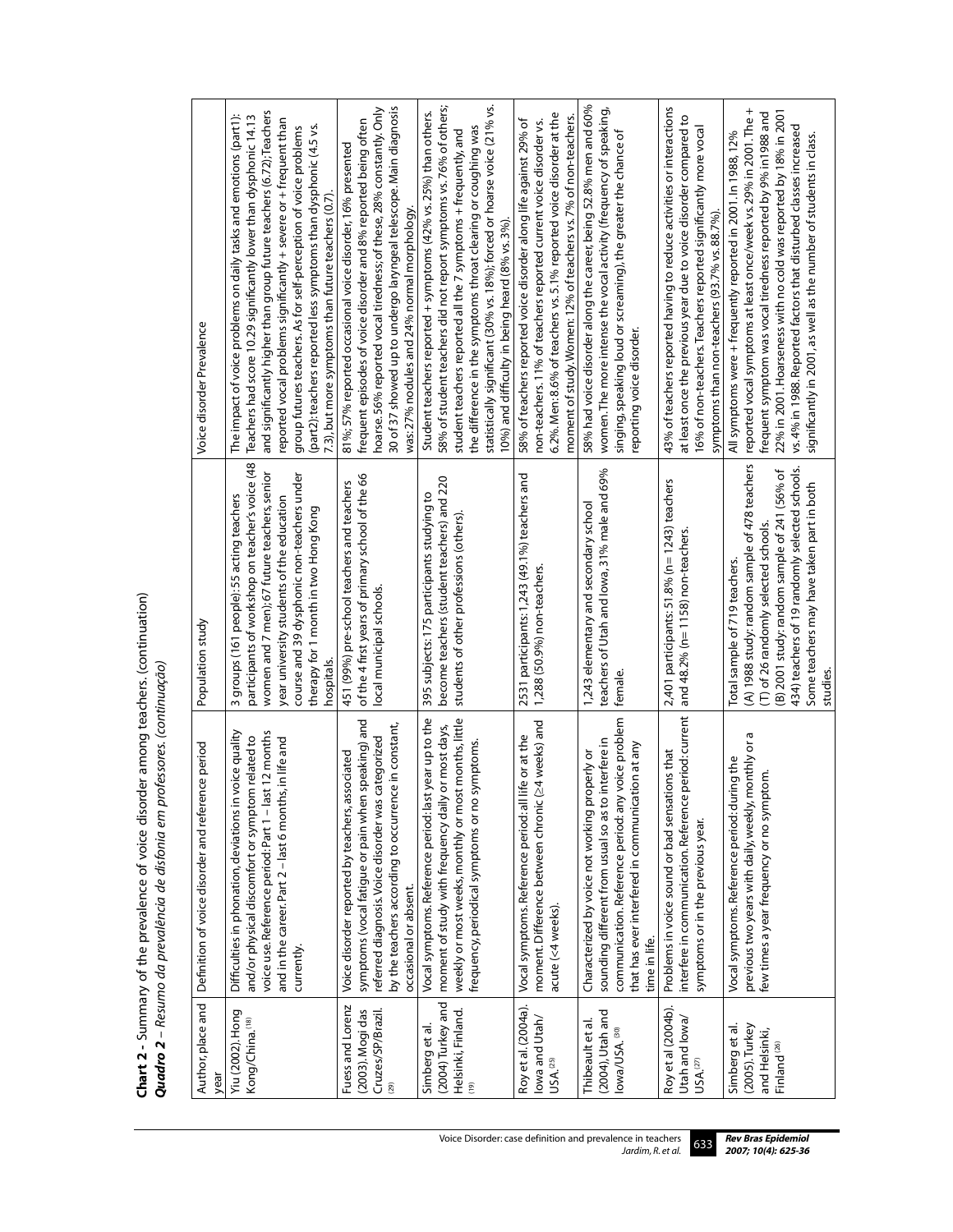**Chart 2** - Summary of the prevalence of voice disorder among teachers. (continuation)

***Quadro 2** – Resumo da prevalência de disfonia em professores. (continuação)*

| Author, place and year | Definition of voice disorder and reference period | Population study | Voice disorder Prevalence |
|---|---|---|---|
| Yiu (2002). Hong Kong/China.[18] | Difficulties in phonation, deviations in voice quality and/or physical discomfort or symptom related to voice use. Reference period: Part 1 – last 12 months and in the career. Part 2 – last 6 months, in life and currently. | 3 groups (161 people): 55 acting teachers participants of workshop on teacher's voice (48 women and 7 men); 67 future teachers, senior year university students of the education course and 39 dysphonic non-teachers under therapy for 1 month in two Hong Kong hospitals. | The impact of voice problems on daily tasks and emotions (part1): Teachers had score 10.29 significantly lower than dysphonic 14.13 and significantly higher than group future teachers (6.72); Teachers reported vocal problems significantly + severe or + frequent than group futures teachers. As for self-perception of voice problems (part2): teachers reported less symptoms than dysphonic (4.5 vs. 7.3), but more symptoms than future teachers (0.7). |
| Fuess and Lorenz (2003). Mogi das Cruzes/SP/Brazil.[29] | Voice disorder reported by teachers, associated symptoms (vocal fatigue or pain when speaking) and referred diagnosis. Voice disorder was categorized by the teachers according to occurrence in constant, occasional or absent. | 451 (99%) pre-school teachers and teachers of the 4 first years of primary school of the 66 local municipal schools. | 81%; 57% reported occasional voice disorder, 16% presented frequent episodes of voice disorder and 8% reported being often hoarse. 56% reported vocal tiredness; of these, 28% constantly. Only 30 of 37 showed up to undergo laryngeal telescope. Main diagnosis was: 27% nodules and 24% normal morphology. |
| Simberg et al. (2004) Turkey and Helsinki, Finland.[19] | Vocal symptoms. Reference period: last year up to the moment of study with frequency daily or most days, weekly or most weeks, monthly or most months, little frequency, periodical symptoms or no symptoms. | 395 subjects: 175 participants studying to become teachers (student teachers) and 220 students of other professions (others). | Student teachers reported + symptoms (42% vs. 25%) than others. 58% of student teachers did not report symptoms vs. 76% of others; student teachers reported all the 7 symptoms + frequently, and the difference in the symptoms throat clearing or coughing was statistically significant (30% vs. 18%); forced or hoarse voice (21% vs. 10%) and difficulty in being heard (8% vs. 3%). |
| Roy et al. (2004a). Iowa and Utah/ USA.[25] | Vocal symptoms. Reference period: all life or at the moment. Difference between chronic (≥4 weeks) and acute (<4 weeks). | 2531 participants: 1,243 (49.1%) teachers and 1,288 (50.9%) non-teachers. | 58% of teachers reported voice disorder along life against 29% of non-teachers. 11% of teachers reported current voice disorder vs. 6.2%. Men: 8.6% of teachers vs. 5.1% reported voice disorder at the moment of study. Women: 12% of teachers vs. 7% of non-teachers. |
| Thibeault et al. (2004), Utah and Iowa/USA.[30] | Characterized by voice not working properly or sounding different from usual so as to interfere in communication. Reference period: any voice problem that has ever interfered in communication at any time in life. | 1,243 elementary and secondary school teachers of Utah and Iowa, 31% male and 69% female. | 58% had voice disorder along the career, being 52.8% men and 60% women. The more intense the vocal activity (frequency of speaking, singing, speaking loud or screaming), the greater the chance of reporting voice disorder. |
| Roy et al (2004b). Utah and Iowa/ USA.[27] | Problems in voice sound or bad sensations that interfere in communication. Reference period: current symptoms or in the previous year. | 2,401 participants: 51.8% (n= 1243) teachers and 48.2% (n= 1158) non-teachers. | 43% of teachers reported having to reduce activities or interactions at least once the previous year due to voice disorder compared to 16% of non-teachers. Teachers reported significantly more vocal symptoms than non-teachers (93.7% vs. 88.7%). |
| Simberg et al. (2005). Turkey and Helsinki, Finland[26] | Vocal symptoms. Reference period: during the previous two years with daily, weekly, monthly or a few times a year frequency or no symptom. | Total sample of 719 teachers. (A) 1988 study: random sample of 478 teachers (T) of 26 randomly selected schools. (B) 2001 study: random sample of 241 (56% of 434) teachers of 19 randomly selected schools. Some teachers may have taken part in both studies. | All symptoms were + frequently reported in 2001. In 1988, 12% reported vocal symptoms at least once/week vs. 29% in 2001. The + frequent symptom was vocal tiredness reported by 9% in1988 and 22% in 2001. Hoarseness with no cold was reported by 18% in 2001 vs. 4% in 1988. Reported factors that disturbed classes increased significantly in 2001, as well as the number of students in class. |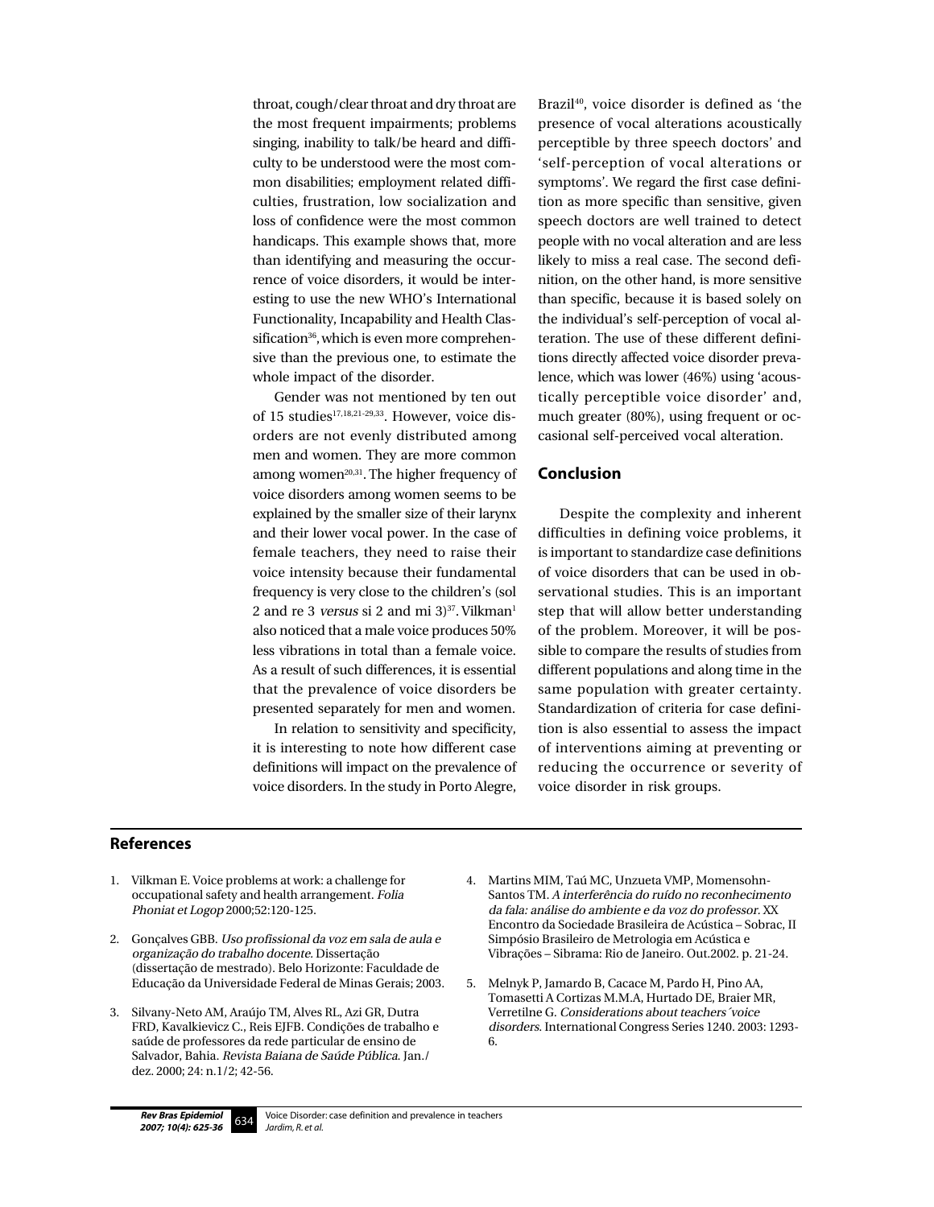throat, cough/clear throat and dry throat are the most frequent impairments; problems singing, inability to talk/be heard and difficulty to be understood were the most common disabilities; employment related difficulties, frustration, low socialization and loss of confidence were the most common handicaps. This example shows that, more than identifying and measuring the occurrence of voice disorders, it would be interesting to use the new WHO's International Functionality, Incapability and Health Classification[36], which is even more comprehensive than the previous one, to estimate the whole impact of the disorder.

Gender was not mentioned by ten out of 15 studies[17,18,21-29,33]. However, voice disorders are not evenly distributed among men and women. They are more common among women[20,31]. The higher frequency of voice disorders among women seems to be explained by the smaller size of their larynx and their lower vocal power. In the case of female teachers, they need to raise their voice intensity because their fundamental frequency is very close to the children's (sol 2 and re 3 *versus* si 2 and mi 3)[37]. Vilkman[1] also noticed that a male voice produces 50% less vibrations in total than a female voice. As a result of such differences, it is essential that the prevalence of voice disorders be presented separately for men and women.

In relation to sensitivity and specificity, it is interesting to note how different case definitions will impact on the prevalence of voice disorders. In the study in Porto Alegre, Brazil[40], voice disorder is defined as 'the presence of vocal alterations acoustically perceptible by three speech doctors' and 'self-perception of vocal alterations or symptoms'. We regard the first case definition as more specific than sensitive, given speech doctors are well trained to detect people with no vocal alteration and are less likely to miss a real case. The second definition, on the other hand, is more sensitive than specific, because it is based solely on the individual's self-perception of vocal alteration. The use of these different definitions directly affected voice disorder prevalence, which was lower (46%) using 'acoustically perceptible voice disorder' and, much greater (80%), using frequent or occasional self-perceived vocal alteration.

## Conclusion

Despite the complexity and inherent difficulties in defining voice problems, it is important to standardize case definitions of voice disorders that can be used in observational studies. This is an important step that will allow better understanding of the problem. Moreover, it will be possible to compare the results of studies from different populations and along time in the same population with greater certainty. Standardization of criteria for case definition is also essential to assess the impact of interventions aiming at preventing or reducing the occurrence or severity of voice disorder in risk groups.

## References

1. Vilkman E. Voice problems at work: a challenge for occupational safety and health arrangement. *Folia Phoniat et Logop* 2000;52:120-125.
2. Gonçalves GBB. *Uso profissional da voz em sala de aula e organização do trabalho docente*. Dissertação (dissertação de mestrado). Belo Horizonte: Faculdade de Educação da Universidade Federal de Minas Gerais; 2003.
3. Silvany-Neto AM, Araújo TM, Alves RL, Azi GR, Dutra FRD, Kavalkievicz C., Reis EJFB. Condições de trabalho e saúde de professores da rede particular de ensino de Salvador, Bahia. *Revista Baiana de Saúde Pública*. Jan./dez. 2000; 24: n.1/2; 42-56.
4. Martins MIM, Taú MC, Unzueta VMP, Momensohn-Santos TM. *A interferência do ruído no reconhecimento da fala: análise do ambiente e da voz do professor*. XX Encontro da Sociedade Brasileira de Acústica – Sobrac, II Simpósio Brasileiro de Metrologia em Acústica e Vibrações – Sibrama: Rio de Janeiro. Out.2002. p. 21-24.
5. Melnyk P, Jamardo B, Cacace M, Pardo H, Pino AA, Tomasetti A Cortizas M.M.A, Hurtado DE, Braier MR, Verretilne G. *Considerations about teachers´voice disorders*. International Congress Series 1240. 2003: 1293-6.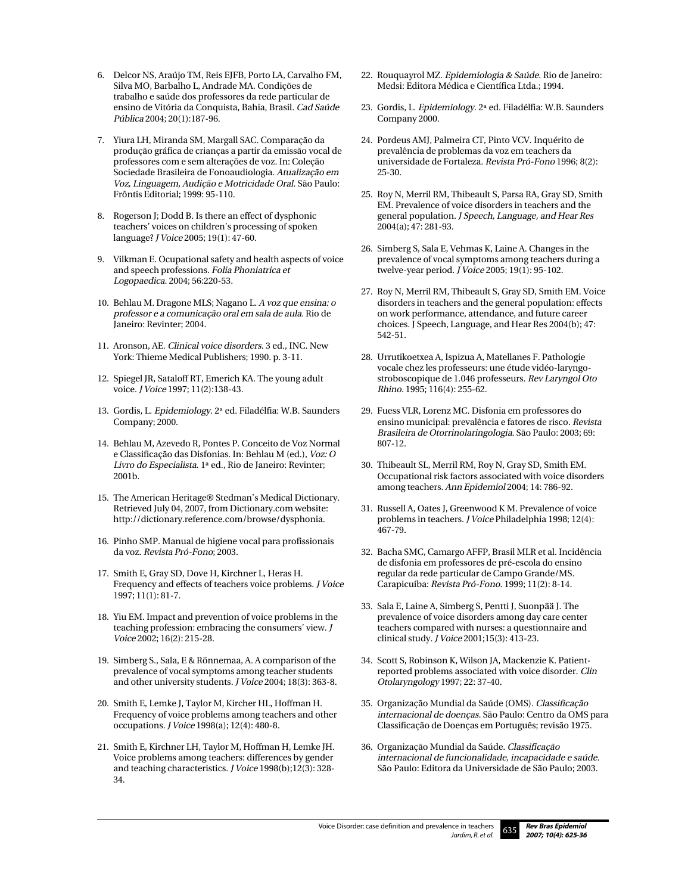6. Delcor NS, Araújo TM, Reis EJFB, Porto LA, Carvalho FM, Silva MO, Barbalho L, Andrade MA. Condições de trabalho e saúde dos professores da rede particular de ensino de Vitória da Conquista, Bahia, Brasil. *Cad Saúde Pública* 2004; 20(1):187-96.

7. Yiura LH, Miranda SM, Margall SAC. Comparação da produção gráfica de crianças a partir da emissão vocal de professores com e sem alterações de voz. In: Coleção Sociedade Brasileira de Fonoaudiologia. *Atualização em Voz, Linguagem, Audição e Motricidade Oral*. São Paulo: Frôntis Editorial; 1999: 95-110.

8. Rogerson J; Dodd B. Is there an effect of dysphonic teachers' voices on children's processing of spoken language? *J Voice* 2005; 19(1): 47-60.

9. Vilkman E. Ocupational safety and health aspects of voice and speech professions. *Folia Phoniatrica et Logopaedica*. 2004; 56:220-53.

10. Behlau M. Dragone MLS; Nagano L. *A voz que ensina: o professor e a comunicação oral em sala de aula*. Rio de Janeiro: Revinter; 2004.

11. Aronson, AE. *Clinical voice disorders*. 3 ed., INC. New York: Thieme Medical Publishers; 1990. p. 3-11.

12. Spiegel JR, Sataloff RT, Emerich KA. The young adult voice. *J Voice* 1997; 11(2):138-43.

13. Gordis, L. *Epidemiology*. 2ª ed. Filadélfia: W.B. Saunders Company; 2000.

14. Behlau M, Azevedo R, Pontes P. Conceito de Voz Normal e Classificação das Disfonias. In: Behlau M (ed.), *Voz: O Livro do Especialista*. 1ª ed., Rio de Janeiro: Revinter; 2001b.

15. The American Heritage® Stedman's Medical Dictionary. Retrieved July 04, 2007, from Dictionary.com website: http://dictionary.reference.com/browse/dysphonia.

16. Pinho SMP. Manual de higiene vocal para profissionais da voz. *Revista Pró-Fono*; 2003.

17. Smith E, Gray SD, Dove H, Kirchner L, Heras H. Frequency and effects of teachers voice problems. *J Voice* 1997; 11(1): 81-7.

18. Yiu EM. Impact and prevention of voice problems in the teaching profession: embracing the consumers' view. *J Voice* 2002; 16(2): 215-28.

19. Simberg S., Sala, E & Rönnemaa, A. A comparison of the prevalence of vocal symptoms among teacher students and other university students. *J Voice* 2004; 18(3): 363-8.

20. Smith E, Lemke J, Taylor M, Kircher HL, Hoffman H. Frequency of voice problems among teachers and other occupations. *J Voice* 1998(a); 12(4): 480-8.

21. Smith E, Kirchner LH, Taylor M, Hoffman H, Lemke JH. Voice problems among teachers: differences by gender and teaching characteristics. *J Voice* 1998(b);12(3): 328-34.

22. Rouquayrol MZ. *Epidemiologia & Saúde*. Rio de Janeiro: Medsi: Editora Médica e Científica Ltda.; 1994.

23. Gordis, L. *Epidemiology*. 2ª ed. Filadélfia: W.B. Saunders Company 2000.

24. Pordeus AMJ, Palmeira CT, Pinto VCV. Inquérito de prevalência de problemas da voz em teachers da universidade de Fortaleza. *Revista Pró-Fono* 1996; 8(2): 25-30.

25. Roy N, Merril RM, Thibeault S, Parsa RA, Gray SD, Smith EM. Prevalence of voice disorders in teachers and the general population. *J Speech, Language, and Hear Res* 2004(a); 47: 281-93.

26. Simberg S, Sala E, Vehmas K, Laine A. Changes in the prevalence of vocal symptoms among teachers during a twelve-year period. *J Voice* 2005; 19(1): 95-102.

27. Roy N, Merril RM, Thibeault S, Gray SD, Smith EM. Voice disorders in teachers and the general population: effects on work performance, attendance, and future career choices. J Speech, Language, and Hear Res 2004(b); 47: 542-51.

28. Urrutikoetxea A, Ispizua A, Matellanes F. Pathologie vocale chez les professeurs: une étude vidéo-laryngo-stroboscopique de 1.046 professeurs. *Rev Laryngol Oto Rhino*. 1995; 116(4): 255-62.

29. Fuess VLR, Lorenz MC. Disfonia em professores do ensino municipal: prevalência e fatores de risco. *Revista Brasileira de Otorrinolaringologia*. São Paulo: 2003; 69: 807-12.

30. Thibeault SL, Merril RM, Roy N, Gray SD, Smith EM. Occupational risk factors associated with voice disorders among teachers. *Ann Epidemiol* 2004; 14: 786-92.

31. Russell A, Oates J, Greenwood K M. Prevalence of voice problems in teachers. *J Voice* Philadelphia 1998; 12(4): 467-79.

32. Bacha SMC, Camargo AFFP, Brasil MLR et al. Incidência de disfonia em professores de pré-escola do ensino regular da rede particular de Campo Grande/MS. Carapicuíba: *Revista Pró-Fono*. 1999; 11(2): 8-14.

33. Sala E, Laine A, Simberg S, Pentti J, Suonpää J. The prevalence of voice disorders among day care center teachers compared with nurses: a questionnaire and clinical study. *J Voice* 2001;15(3): 413-23.

34. Scott S, Robinson K, Wilson JA, Mackenzie K. Patient-reported problems associated with voice disorder. *Clin Otolaryngology* 1997; 22: 37-40.

35. Organização Mundial da Saúde (OMS). *Classificação internacional de doenças*. São Paulo: Centro da OMS para Classificação de Doenças em Português; revisão 1975.

36. Organização Mundial da Saúde. *Classificação internacional de funcionalidade, incapacidade e saúde*. São Paulo: Editora da Universidade de São Paulo; 2003.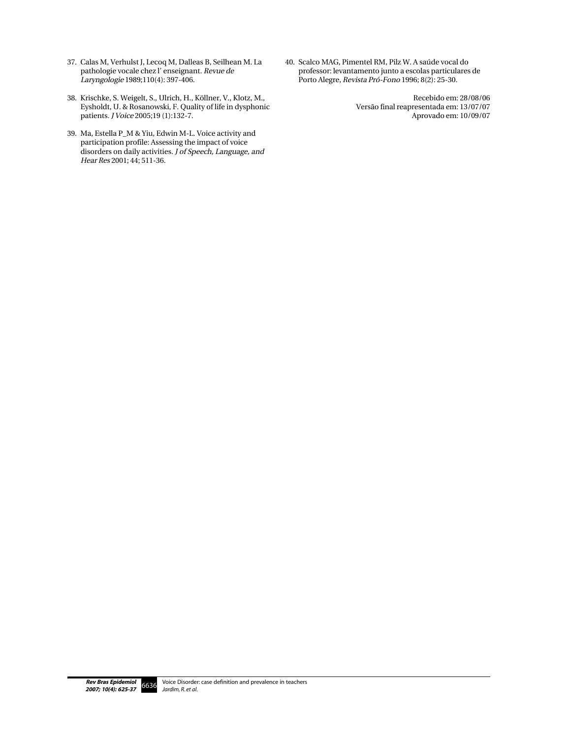37. Calas M, Verhulst J, Lecoq M, Dalleas B, Seilhean M. La pathologie vocale chez l' enseignant. *Revue de Laryngologie* 1989;110(4): 397-406.

38. Krischke, S. Weigelt, S., Ulrich, H., Köllner, V., Klotz, M., Eysholdt, U. & Rosanowski, F. Quality of life in dysphonic patients. *J Voice* 2005;19 (1):132-7.

39. Ma, Estella P_M & Yiu, Edwin M-L. Voice activity and participation profile: Assessing the impact of voice disorders on daily activities. *J of Speech, Language, and Hear Res* 2001; 44; 511-36.

40. Scalco MAG, Pimentel RM, Pilz W. A saúde vocal do professor: levantamento junto a escolas particulares de Porto Alegre, *Revista Pró-Fono* 1996; 8(2): 25-30.

Recebido em: 28/08/06
Versão final reapresentada em: 13/07/07
Aprovado em: 10/09/07